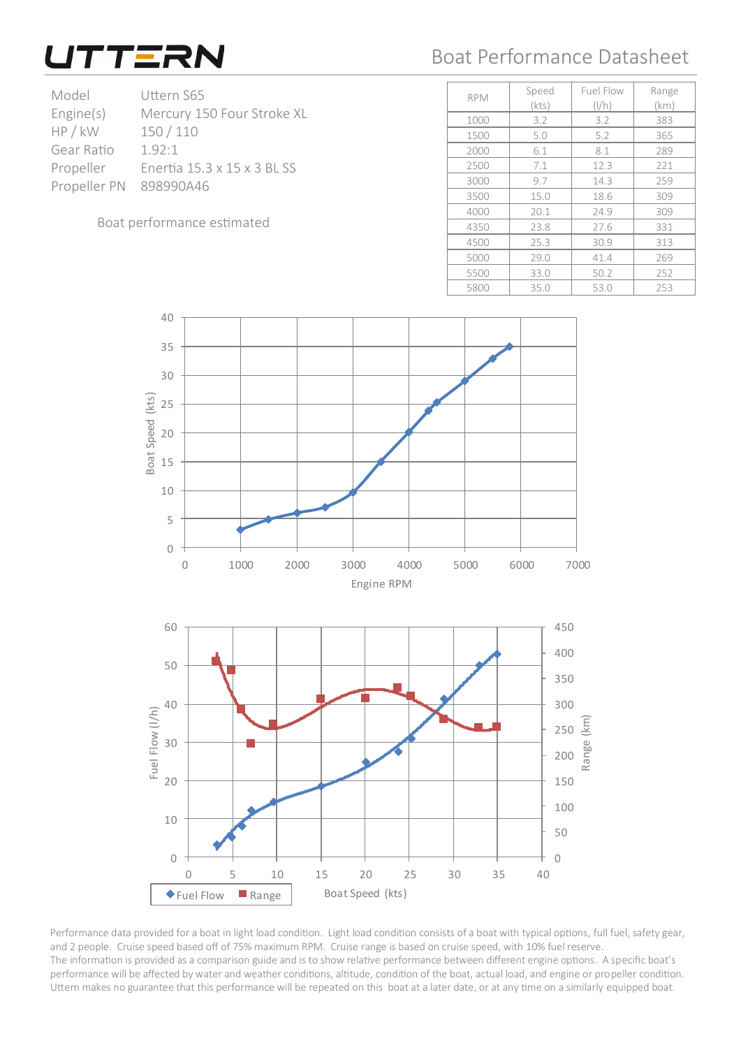# UTTERN

## Boat Performance Datasheet

| | |
|---|---|
| Model | Uttern S65 |
| Engine(s) | Mercury 150 Four Stroke XL |
| HP / kW | 150 / 110 |
| Gear Ratio | 1.92:1 |
| Propeller | Enertia 15.3 x 15 x 3 BL SS |
| Propeller PN | 898990A46 |

Boat performance estimated

| RPM | Speed (kts) | Fuel Flow (l/h) | Range (km) |
|---|---|---|---|
| 1000 | 3.2 | 3.2 | 383 |
| 1500 | 5.0 | 5.2 | 365 |
| 2000 | 6.1 | 8.1 | 289 |
| 2500 | 7.1 | 12.3 | 221 |
| 3000 | 9.7 | 14.3 | 259 |
| 3500 | 15.0 | 18.6 | 309 |
| 4000 | 20.1 | 24.9 | 309 |
| 4350 | 23.8 | 27.6 | 331 |
| 4500 | 25.3 | 30.9 | 313 |
| 5000 | 29.0 | 41.4 | 269 |
| 5500 | 33.0 | 50.2 | 252 |
| 5800 | 35.0 | 53.0 | 253 |

Performance data provided for a boat in light load condition. Light load condition consists of a boat with typical options, full fuel, safety gear, and 2 people. Cruise speed based off of 75% maximum RPM. Cruise range is based on cruise speed, with 10% fuel reserve.
The information is provided as a comparison guide and is to show relative performance between different engine options. A specific boat's performance will be affected by water and weather conditions, altitude, condition of the boat, actual load, and engine or propeller condition. Uttern makes no guarantee that this performance will be repeated on this boat at a later date, or at any time on a similarly equipped boat.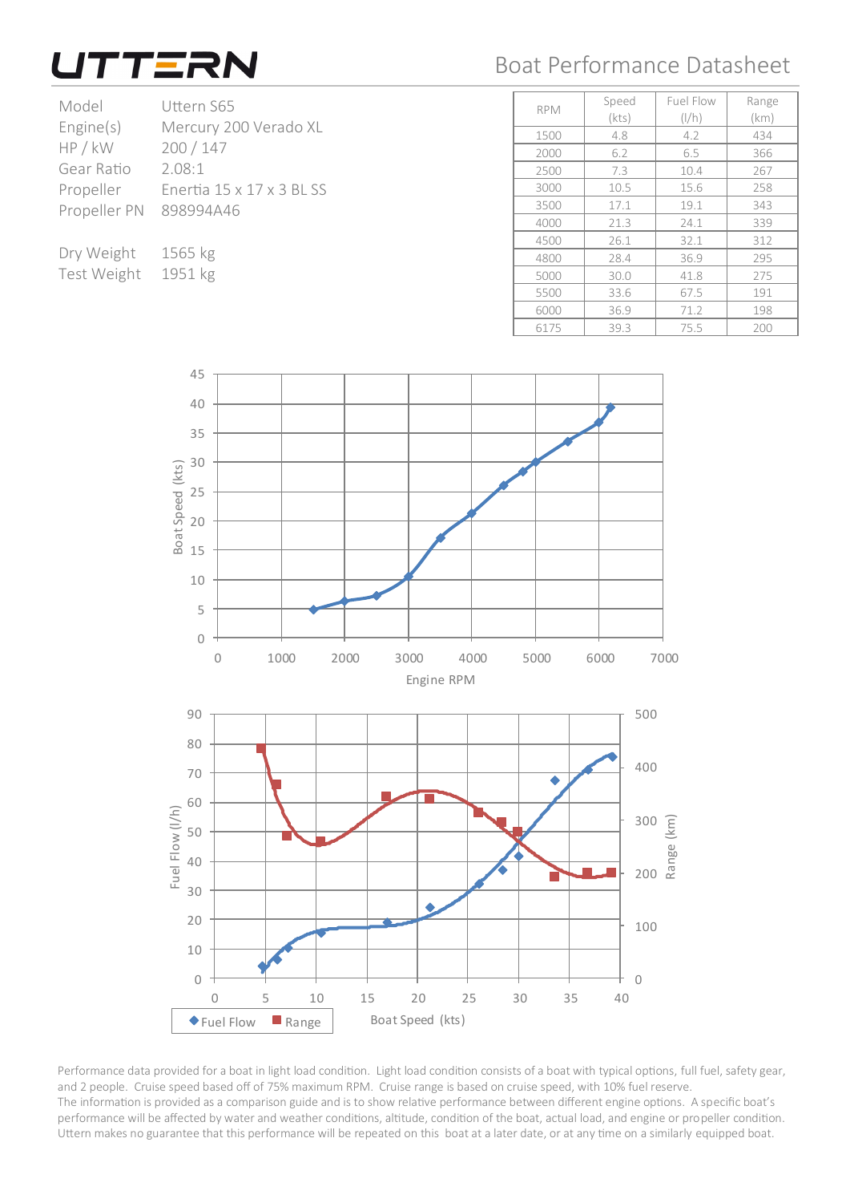# UTTERN

## Boat Performance Datasheet

| | |
|---|---|
| Model | Uttern S65 |
| Engine(s) | Mercury 200 Verado XL |
| HP / kW | 200 / 147 |
| Gear Ratio | 2.08:1 |
| Propeller | Enertia 15 x 17 x 3 BL SS |
| Propeller PN | 898994A46 |
| Dry Weight | 1565 kg |
| Test Weight | 1951 kg |

| RPM | Speed (kts) | Fuel Flow (l/h) | Range (km) |
|---|---|---|---|
| 1500 | 4.8 | 4.2 | 434 |
| 2000 | 6.2 | 6.5 | 366 |
| 2500 | 7.3 | 10.4 | 267 |
| 3000 | 10.5 | 15.6 | 258 |
| 3500 | 17.1 | 19.1 | 343 |
| 4000 | 21.3 | 24.1 | 339 |
| 4500 | 26.1 | 32.1 | 312 |
| 4800 | 28.4 | 36.9 | 295 |
| 5000 | 30.0 | 41.8 | 275 |
| 5500 | 33.6 | 67.5 | 191 |
| 6000 | 36.9 | 71.2 | 198 |
| 6175 | 39.3 | 75.5 | 200 |

Boat Speed (kts)
45
40
35
30
25
20
15
10
5
0
0 1000 2000 3000 4000 5000 6000 7000
Engine RPM

Fuel Flow (l/h)
90
80
70
60
50
40
30
20
10
0
0 5 10 15 20 25 30 35 40
Boat Speed (kts)
Range (km)
500
400
300
200
100
0
Fuel Flow Range

Performance data provided for a boat in light load condition. Light load condition consists of a boat with typical options, full fuel, safety gear, and 2 people. Cruise speed based off of 75% maximum RPM. Cruise range is based on cruise speed, with 10% fuel reserve.
The information is provided as a comparison guide and is to show relative performance between different engine options. A specific boat's performance will be affected by water and weather conditions, altitude, condition of the boat, actual load, and engine or propeller condition. Uttern makes no guarantee that this performance will be repeated on this boat at a later date, or at any time on a similarly equipped boat.